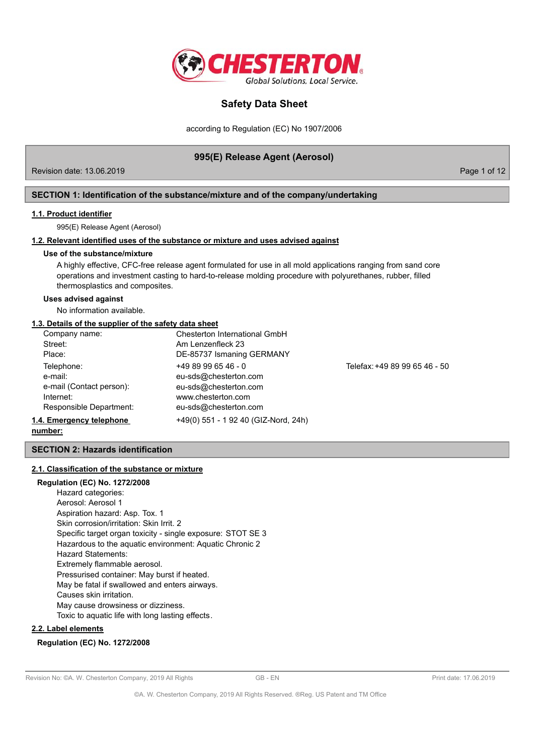CHESTERTON
Global Solutions, Local Service.

# Safety Data Sheet

according to Regulation (EC) No 1907/2006

## 995(E) Release Agent (Aerosol)

Revision date: 13.06.2019

## SECTION 1: Identification of the substance/mixture and of the company/undertaking

### 1.1. Product identifier

995(E) Release Agent (Aerosol)

### 1.2. Relevant identified uses of the substance or mixture and uses advised against

**Use of the substance/mixture**

A highly effective, CFC-free release agent formulated for use in all mold applications ranging from sand core operations and investment casting to hard-to-release molding procedure with polyurethanes, rubber, filled thermoplastics and composites.

**Uses advised against**

No information available.

### 1.3. Details of the supplier of the safety data sheet

| | | |
|---|---|---|
| Company name: | Chesterton International GmbH | |
| Street: | Am Lenzenfleck 23 | |
| Place: | DE-85737 Ismaning GERMANY | |
| Telephone: | +49 89 99 65 46 - 0 | Telefax: +49 89 99 65 46 - 50 |
| e-mail: | eu-sds@chesterton.com | |
| e-mail (Contact person): | eu-sds@chesterton.com | |
| Internet: | www.chesterton.com | |
| Responsible Department: | eu-sds@chesterton.com | |

### 1.4. Emergency telephone number:

+49(0) 551 - 1 92 40 (GIZ-Nord, 24h)

## SECTION 2: Hazards identification

### 2.1. Classification of the substance or mixture

**Regulation (EC) No. 1272/2008**

Hazard categories:
Aerosol: Aerosol 1
Aspiration hazard: Asp. Tox. 1
Skin corrosion/irritation: Skin Irrit. 2
Specific target organ toxicity - single exposure: STOT SE 3
Hazardous to the aquatic environment: Aquatic Chronic 2
Hazard Statements:
Extremely flammable aerosol.
Pressurised container: May burst if heated.
May be fatal if swallowed and enters airways.
Causes skin irritation.
May cause drowsiness or dizziness.
Toxic to aquatic life with long lasting effects.

### 2.2. Label elements

**Regulation (EC) No. 1272/2008**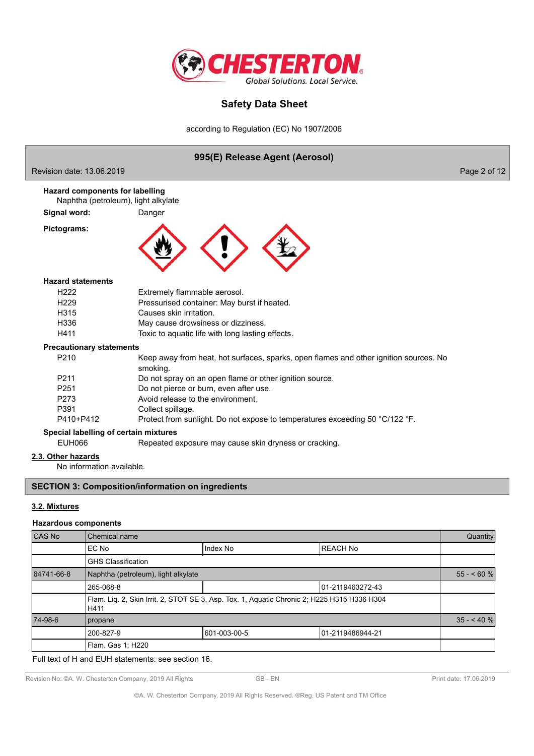**Hazard components for labelling**

Naphtha (petroleum), light alkylate

**Signal word:** Danger

**Pictograms:**

**Hazard statements**

| | |
|---|---|
| H222 | Extremely flammable aerosol. |
| H229 | Pressurised container: May burst if heated. |
| H315 | Causes skin irritation. |
| H336 | May cause drowsiness or dizziness. |
| H411 | Toxic to aquatic life with long lasting effects. |

**Precautionary statements**

| | |
|---|---|
| P210 | Keep away from heat, hot surfaces, sparks, open flames and other ignition sources. No smoking. |
| P211 | Do not spray on an open flame or other ignition source. |
| P251 | Do not pierce or burn, even after use. |
| P273 | Avoid release to the environment. |
| P391 | Collect spillage. |
| P410+P412 | Protect from sunlight. Do not expose to temperatures exceeding 50 °C/122 °F. |

**Special labelling of certain mixtures**

| | |
|---|---|
| EUH066 | Repeated exposure may cause skin dryness or cracking. |

### 2.3. Other hazards

No information available.

## SECTION 3: Composition/information on ingredients

### 3.2. Mixtures

**Hazardous components**

| CAS No | Chemical name | | | Quantity |
|---|---|---|---|---|
| | EC No | Index No | REACH No | |
| | GHS Classification | | | |
| 64741-66-8 | Naphtha (petroleum), light alkylate | | | 55 - < 60 % |
| | 265-068-8 | | 01-2119463272-43 | |
| | Flam. Liq. 2, Skin Irrit. 2, STOT SE 3, Asp. Tox. 1, Aquatic Chronic 2; H225 H315 H336 H304 H411 | | | |
| 74-98-6 | propane | | | 35 - < 40 % |
| | 200-827-9 | 601-003-00-5 | 01-2119486944-21 | |
| | Flam. Gas 1; H220 | | | |

Full text of H and EUH statements: see section 16.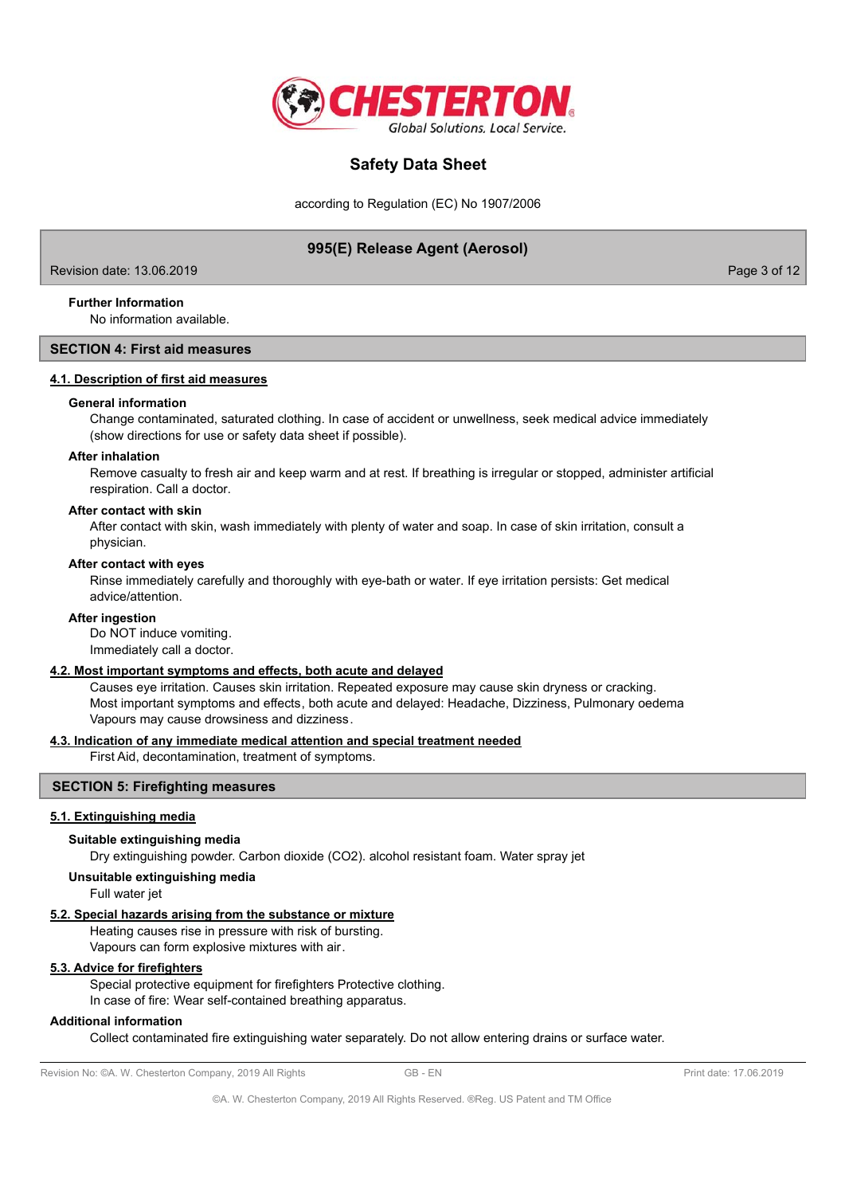**Further Information**

No information available.

## SECTION 4: First aid measures

### 4.1. Description of first aid measures

**General information**

Change contaminated, saturated clothing. In case of accident or unwellness, seek medical advice immediately (show directions for use or safety data sheet if possible).

**After inhalation**

Remove casualty to fresh air and keep warm and at rest. If breathing is irregular or stopped, administer artificial respiration. Call a doctor.

**After contact with skin**

After contact with skin, wash immediately with plenty of water and soap. In case of skin irritation, consult a physician.

**After contact with eyes**

Rinse immediately carefully and thoroughly with eye-bath or water. If eye irritation persists: Get medical advice/attention.

**After ingestion**

Do NOT induce vomiting.
Immediately call a doctor.

### 4.2. Most important symptoms and effects, both acute and delayed

Causes eye irritation. Causes skin irritation. Repeated exposure may cause skin dryness or cracking.
Most important symptoms and effects, both acute and delayed: Headache, Dizziness, Pulmonary oedema
Vapours may cause drowsiness and dizziness.

### 4.3. Indication of any immediate medical attention and special treatment needed

First Aid, decontamination, treatment of symptoms.

## SECTION 5: Firefighting measures

### 5.1. Extinguishing media

**Suitable extinguishing media**

Dry extinguishing powder. Carbon dioxide ($CO_2$). alcohol resistant foam. Water spray jet

**Unsuitable extinguishing media**

Full water jet

### 5.2. Special hazards arising from the substance or mixture

Heating causes rise in pressure with risk of bursting.
Vapours can form explosive mixtures with air.

### 5.3. Advice for firefighters

Special protective equipment for firefighters Protective clothing.
In case of fire: Wear self-contained breathing apparatus.

**Additional information**

Collect contaminated fire extinguishing water separately. Do not allow entering drains or surface water.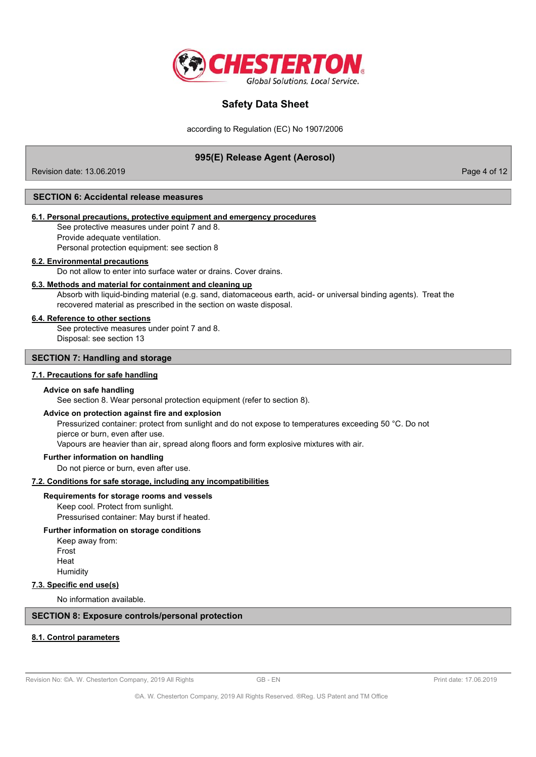## SECTION 6: Accidental release measures

### 6.1. Personal precautions, protective equipment and emergency procedures

See protective measures under point 7 and 8.
Provide adequate ventilation.
Personal protection equipment: see section 8

### 6.2. Environmental precautions

Do not allow to enter into surface water or drains. Cover drains.

### 6.3. Methods and material for containment and cleaning up

Absorb with liquid-binding material (e.g. sand, diatomaceous earth, acid- or universal binding agents). Treat the recovered material as prescribed in the section on waste disposal.

### 6.4. Reference to other sections

See protective measures under point 7 and 8.
Disposal: see section 13

## SECTION 7: Handling and storage

### 7.1. Precautions for safe handling

**Advice on safe handling**

See section 8. Wear personal protection equipment (refer to section 8).

**Advice on protection against fire and explosion**

Pressurized container: protect from sunlight and do not expose to temperatures exceeding 50 °C. Do not pierce or burn, even after use.
Vapours are heavier than air, spread along floors and form explosive mixtures with air.

**Further information on handling**

Do not pierce or burn, even after use.

### 7.2. Conditions for safe storage, including any incompatibilities

**Requirements for storage rooms and vessels**

Keep cool. Protect from sunlight.
Pressurised container: May burst if heated.

**Further information on storage conditions**

Keep away from:
Frost
Heat
Humidity

### 7.3. Specific end use(s)

No information available.

## SECTION 8: Exposure controls/personal protection

### 8.1. Control parameters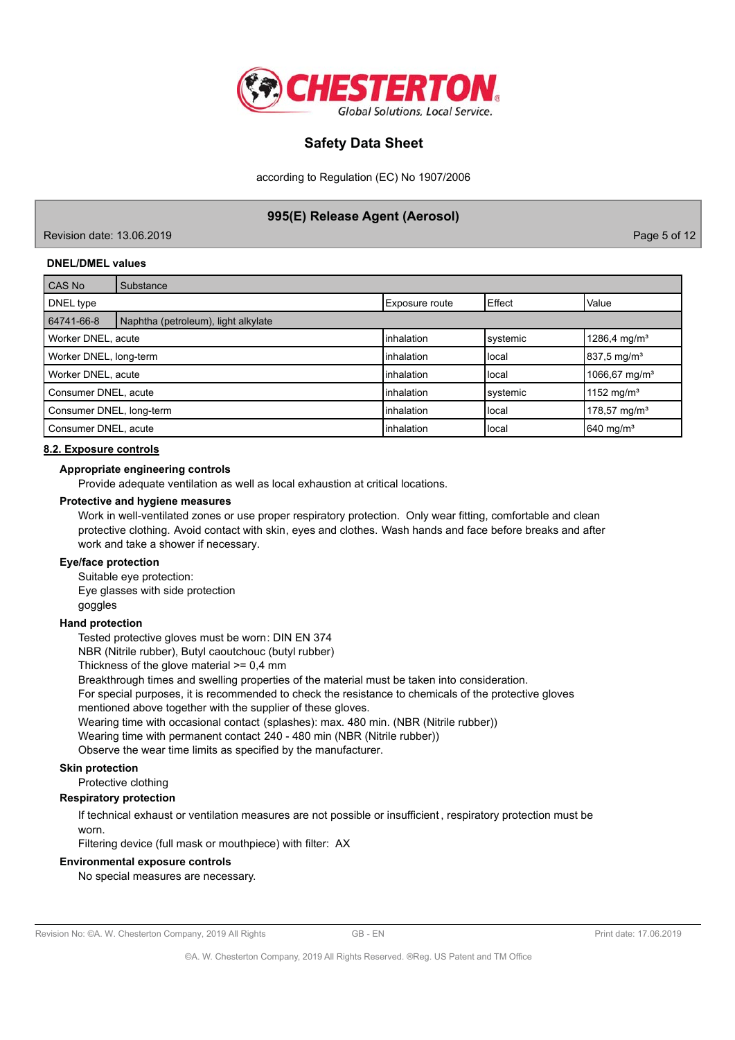### DNEL/DMEL values

| CAS No | Substance | | | |
|---|---|---|---|---|
| DNEL type | | Exposure route | Effect | Value |
| 64741-66-8 | Naphtha (petroleum), light alkylate | | | |
| Worker DNEL, acute | | inhalation | systemic | 1286,4 mg/m³ |
| Worker DNEL, long-term | | inhalation | local | 837,5 mg/m³ |
| Worker DNEL, acute | | inhalation | local | 1066,67 mg/m³ |
| Consumer DNEL, acute | | inhalation | systemic | 1152 mg/m³ |
| Consumer DNEL, long-term | | inhalation | local | 178,57 mg/m³ |
| Consumer DNEL, acute | | inhalation | local | 640 mg/m³ |

## 8.2. Exposure controls

### Appropriate engineering controls

Provide adequate ventilation as well as local exhaustion at critical locations.

### Protective and hygiene measures

Work in well-ventilated zones or use proper respiratory protection. Only wear fitting, comfortable and clean protective clothing. Avoid contact with skin, eyes and clothes. Wash hands and face before breaks and after work and take a shower if necessary.

### Eye/face protection

Suitable eye protection:
Eye glasses with side protection
goggles

### Hand protection

Tested protective gloves must be worn: DIN EN 374
NBR (Nitrile rubber), Butyl caoutchouc (butyl rubber)
Thickness of the glove material >= 0,4 mm
Breakthrough times and swelling properties of the material must be taken into consideration.
For special purposes, it is recommended to check the resistance to chemicals of the protective gloves mentioned above together with the supplier of these gloves.
Wearing time with occasional contact (splashes): max. 480 min. (NBR (Nitrile rubber))
Wearing time with permanent contact 240 - 480 min (NBR (Nitrile rubber))
Observe the wear time limits as specified by the manufacturer.

### Skin protection

Protective clothing

### Respiratory protection

If technical exhaust or ventilation measures are not possible or insufficient, respiratory protection must be worn.
Filtering device (full mask or mouthpiece) with filter: AX

### Environmental exposure controls

No special measures are necessary.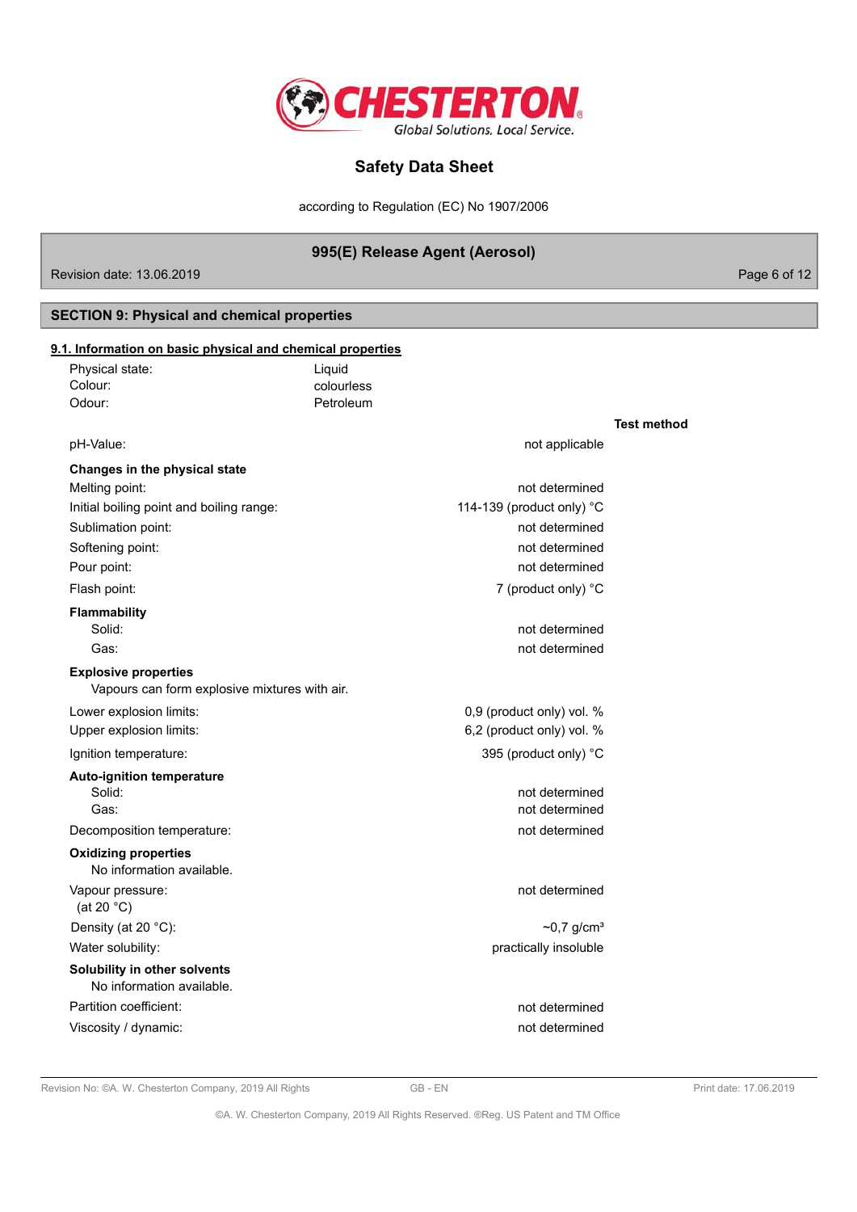## SECTION 9: Physical and chemical properties

### 9.1. Information on basic physical and chemical properties

| | |
|---|---|
| Physical state: | Liquid |
| Colour: | colourless |
| Odour: | Petroleum |

| | | Test method |
|---|---|---|
| pH-Value: | not applicable | |
| **Changes in the physical state** | | |
| Melting point: | not determined | |
| Initial boiling point and boiling range: | 114-139 (product only) °C | |
| Sublimation point: | not determined | |
| Softening point: | not determined | |
| Pour point: | not determined | |
| Flash point: | 7 (product only) °C | |
| **Flammability** | | |
| Solid: | not determined | |
| Gas: | not determined | |
| **Explosive properties** | | |
| Vapours can form explosive mixtures with air. | | |
| Lower explosion limits: | 0,9 (product only) vol. % | |
| Upper explosion limits: | 6,2 (product only) vol. % | |
| Ignition temperature: | 395 (product only) °C | |
| **Auto-ignition temperature** | | |
| Solid: | not determined | |
| Gas: | not determined | |
| Decomposition temperature: | not determined | |
| **Oxidizing properties** | | |
| No information available. | | |
| Vapour pressure: (at 20 °C) | not determined | |
| Density (at 20 °C): | ~0,7 g/cm³ | |
| Water solubility: | practically insoluble | |
| **Solubility in other solvents** | | |
| No information available. | | |
| Partition coefficient: | not determined | |
| Viscosity / dynamic: | not determined | |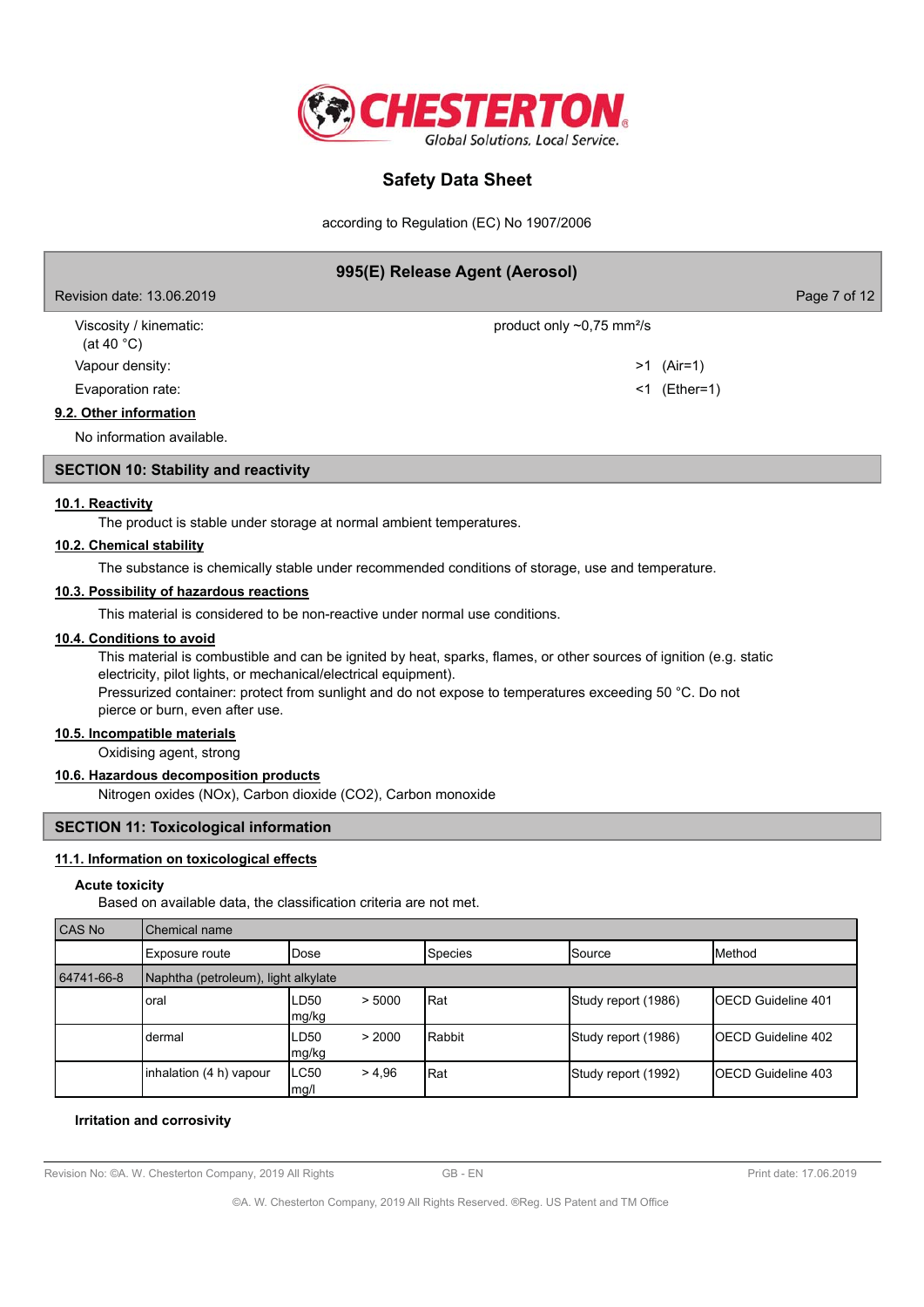Viscosity / kinematic: (at 40 °C) — product only ~0,75 mm²/s

Vapour density: >1 (Air=1)

Evaporation rate: <1 (Ether=1)

**9.2. Other information**

No information available.

## SECTION 10: Stability and reactivity

**10.1. Reactivity**

The product is stable under storage at normal ambient temperatures.

**10.2. Chemical stability**

The substance is chemically stable under recommended conditions of storage, use and temperature.

**10.3. Possibility of hazardous reactions**

This material is considered to be non-reactive under normal use conditions.

**10.4. Conditions to avoid**

This material is combustible and can be ignited by heat, sparks, flames, or other sources of ignition (e.g. static electricity, pilot lights, or mechanical/electrical equipment).
Pressurized container: protect from sunlight and do not expose to temperatures exceeding 50 °C. Do not pierce or burn, even after use.

**10.5. Incompatible materials**

Oxidising agent, strong

**10.6. Hazardous decomposition products**

Nitrogen oxides (NOx), Carbon dioxide ($CO_2$), Carbon monoxide

## SECTION 11: Toxicological information

**11.1. Information on toxicological effects**

**Acute toxicity**

Based on available data, the classification criteria are not met.

| CAS No | Chemical name | | | | |
|---|---|---|---|---|---|
| | Exposure route | Dose | Species | Source | Method |
| 64741-66-8 | Naphtha (petroleum), light alkylate | | | | |
| | oral | LD50 > 5000 mg/kg | Rat | Study report (1986) | OECD Guideline 401 |
| | dermal | LD50 > 2000 mg/kg | Rabbit | Study report (1986) | OECD Guideline 402 |
| | inhalation (4 h) vapour | LC50 > 4,96 mg/l | Rat | Study report (1992) | OECD Guideline 403 |

**Irritation and corrosivity**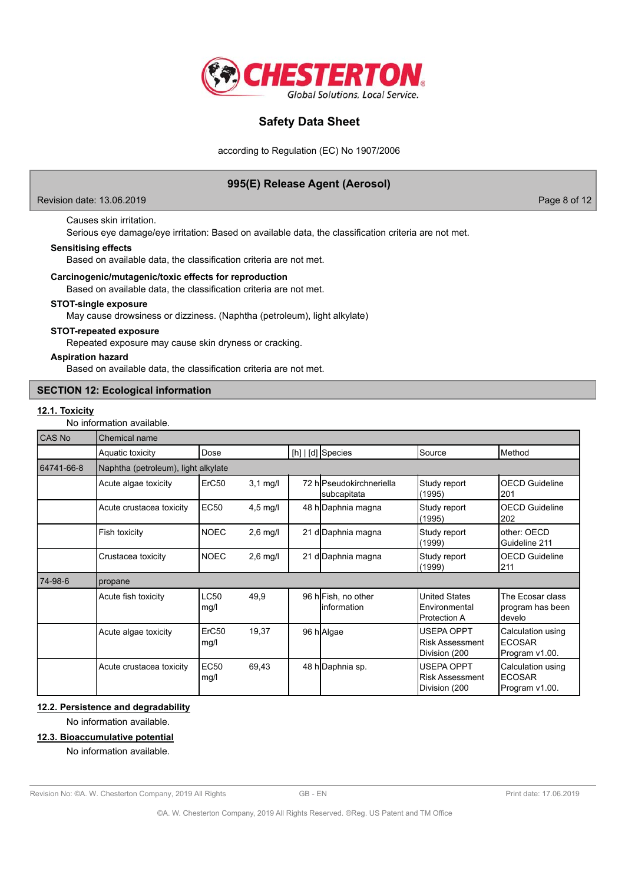Causes skin irritation.

Serious eye damage/eye irritation: Based on available data, the classification criteria are not met.

**Sensitising effects**

Based on available data, the classification criteria are not met.

**Carcinogenic/mutagenic/toxic effects for reproduction**

Based on available data, the classification criteria are not met.

**STOT-single exposure**

May cause drowsiness or dizziness. (Naphtha (petroleum), light alkylate)

**STOT-repeated exposure**

Repeated exposure may cause skin dryness or cracking.

**Aspiration hazard**

Based on available data, the classification criteria are not met.

## SECTION 12: Ecological information

### 12.1. Toxicity

No information available.

| CAS No | Chemical name | | | | | | |
|---|---|---|---|---|---|---|---|
| | Aquatic toxicity | Dose | | [h] \| [d] | Species | Source | Method |
| 64741-66-8 | Naphtha (petroleum), light alkylate | | | | | | |
| | Acute algae toxicity | ErC50 | 3,1 mg/l | 72 h | Pseudokirchneriella subcapitata | Study report (1995) | OECD Guideline 201 |
| | Acute crustacea toxicity | EC50 | 4,5 mg/l | 48 h | Daphnia magna | Study report (1995) | OECD Guideline 202 |
| | Fish toxicity | NOEC | 2,6 mg/l | 21 d | Daphnia magna | Study report (1999) | other: OECD Guideline 211 |
| | Crustacea toxicity | NOEC | 2,6 mg/l | 21 d | Daphnia magna | Study report (1999) | OECD Guideline 211 |
| 74-98-6 | propane | | | | | | |
| | Acute fish toxicity | LC50 mg/l | 49,9 | 96 h | Fish, no other information | United States Environmental Protection A | The Ecosar class program has been develo |
| | Acute algae toxicity | ErC50 mg/l | 19,37 | 96 h | Algae | USEPA OPPT Risk Assessment Division (200 | Calculation using ECOSAR Program v1.00. |
| | Acute crustacea toxicity | EC50 mg/l | 69,43 | 48 h | Daphnia sp. | USEPA OPPT Risk Assessment Division (200 | Calculation using ECOSAR Program v1.00. |

### 12.2. Persistence and degradability

No information available.

### 12.3. Bioaccumulative potential

No information available.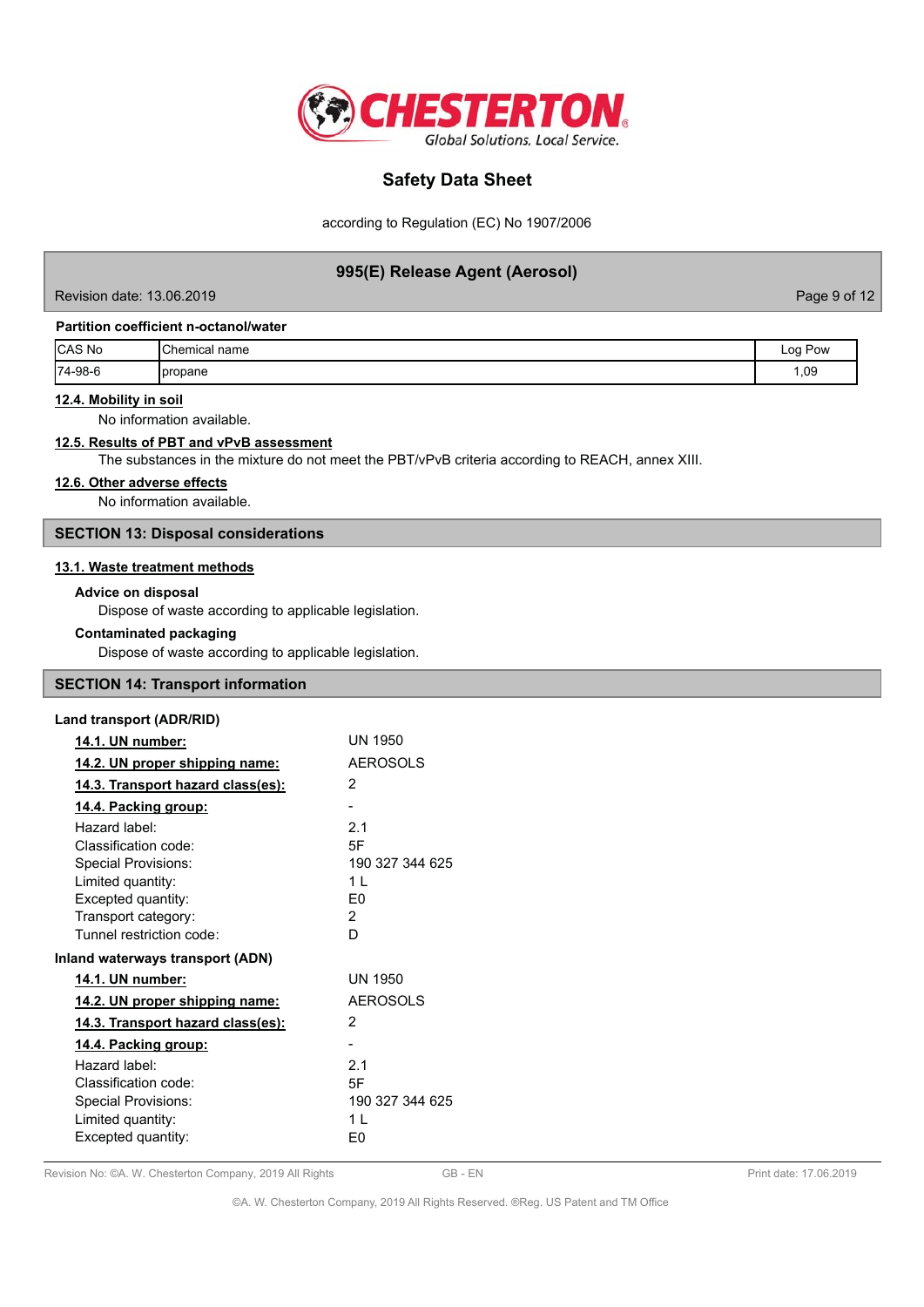**Partition coefficient n-octanol/water**

| CAS No | Chemical name | Log Pow |
|---|---|---|
| 74-98-6 | propane | 1,09 |

**12.4. Mobility in soil**

No information available.

**12.5. Results of PBT and vPvB assessment**

The substances in the mixture do not meet the PBT/vPvB criteria according to REACH, annex XIII.

**12.6. Other adverse effects**

No information available.

## SECTION 13: Disposal considerations

**13.1. Waste treatment methods**

**Advice on disposal**

Dispose of waste according to applicable legislation.

**Contaminated packaging**

Dispose of waste according to applicable legislation.

## SECTION 14: Transport information

**Land transport (ADR/RID)**

| | |
|---|---|
| **14.1. UN number:** | UN 1950 |
| **14.2. UN proper shipping name:** | AEROSOLS |
| **14.3. Transport hazard class(es):** | 2 |
| **14.4. Packing group:** | - |
| Hazard label: | 2.1 |
| Classification code: | 5F |
| Special Provisions: | 190 327 344 625 |
| Limited quantity: | 1 L |
| Excepted quantity: | E0 |
| Transport category: | 2 |
| Tunnel restriction code: | D |

**Inland waterways transport (ADN)**

| | |
|---|---|
| **14.1. UN number:** | UN 1950 |
| **14.2. UN proper shipping name:** | AEROSOLS |
| **14.3. Transport hazard class(es):** | 2 |
| **14.4. Packing group:** | - |
| Hazard label: | 2.1 |
| Classification code: | 5F |
| Special Provisions: | 190 327 344 625 |
| Limited quantity: | 1 L |
| Excepted quantity: | E0 |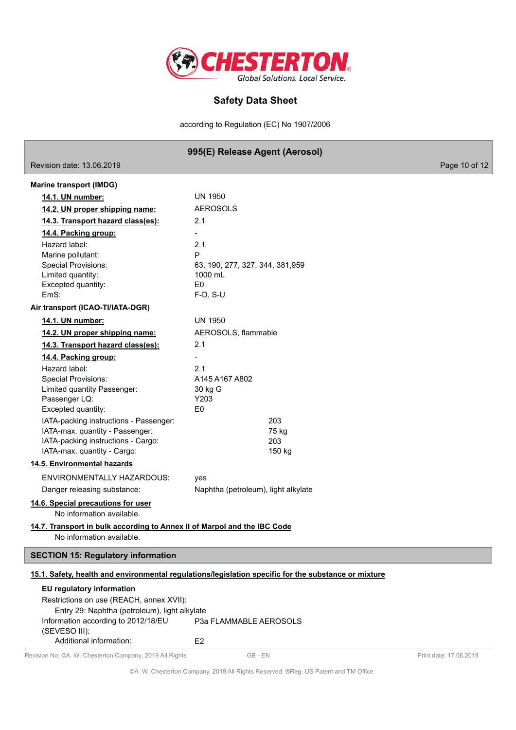**Marine transport (IMDG)**

| | |
|---|---|
| **14.1. UN number:** | UN 1950 |
| **14.2. UN proper shipping name:** | AEROSOLS |
| **14.3. Transport hazard class(es):** | 2.1 |
| **14.4. Packing group:** | - |
| Hazard label: | 2.1 |
| Marine pollutant: | P |
| Special Provisions: | 63, 190, 277, 327, 344, 381,959 |
| Limited quantity: | 1000 mL |
| Excepted quantity: | E0 |
| EmS: | F-D, S-U |

**Air transport (ICAO-TI/IATA-DGR)**

| | |
|---|---|
| **14.1. UN number:** | UN 1950 |
| **14.2. UN proper shipping name:** | AEROSOLS, flammable |
| **14.3. Transport hazard class(es):** | 2.1 |
| **14.4. Packing group:** | - |
| Hazard label: | 2.1 |
| Special Provisions: | A145 A167 A802 |
| Limited quantity Passenger: | 30 kg G |
| Passenger LQ: | Y203 |
| Excepted quantity: | E0 |
| IATA-packing instructions - Passenger: | 203 |
| IATA-max. quantity - Passenger: | 75 kg |
| IATA-packing instructions - Cargo: | 203 |
| IATA-max. quantity - Cargo: | 150 kg |

**14.5. Environmental hazards**

| | |
|---|---|
| ENVIRONMENTALLY HAZARDOUS: | yes |
| Danger releasing substance: | Naphtha (petroleum), light alkylate |

**14.6. Special precautions for user**

No information available.

**14.7. Transport in bulk according to Annex II of Marpol and the IBC Code**

No information available.

## SECTION 15: Regulatory information

**15.1. Safety, health and environmental regulations/legislation specific for the substance or mixture**

**EU regulatory information**

Restrictions on use (REACH, annex XVII):

Entry 29: Naphtha (petroleum), light alkylate

| | |
|---|---|
| Information according to 2012/18/EU (SEVESO III): | P3a FLAMMABLE AEROSOLS |
| Additional information: | E2 |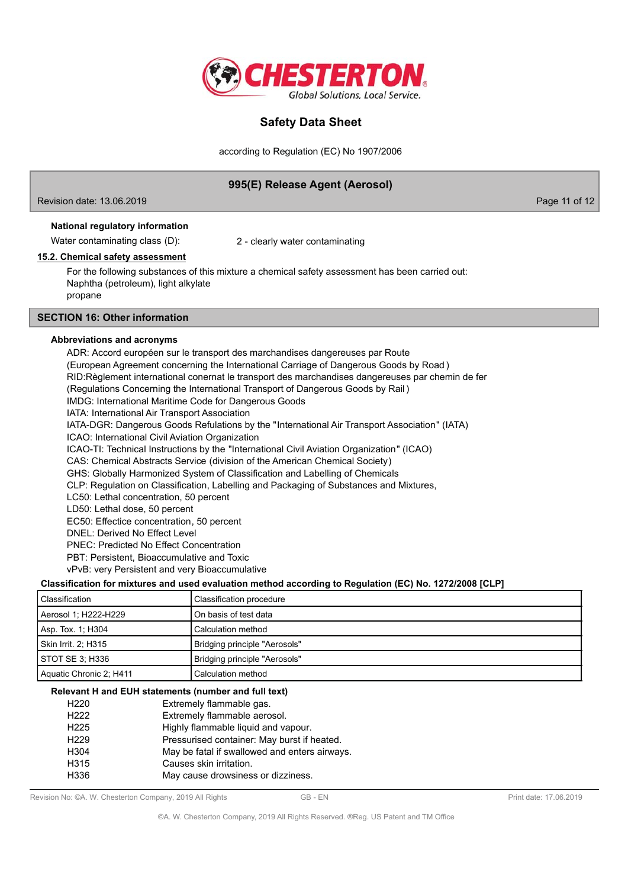### National regulatory information

Water contaminating class (D): 2 - clearly water contaminating

### 15.2. Chemical safety assessment

For the following substances of this mixture a chemical safety assessment has been carried out:
Naphtha (petroleum), light alkylate
propane

## SECTION 16: Other information

### Abbreviations and acronyms

ADR: Accord européen sur le transport des marchandises dangereuses par Route
(European Agreement concerning the International Carriage of Dangerous Goods by Road )
RID:Règlement international conernat le transport des marchandises dangereuses par chemin de fer
(Regulations Concerning the International Transport of Dangerous Goods by Rail )
IMDG: International Maritime Code for Dangerous Goods
IATA: International Air Transport Association
IATA-DGR: Dangerous Goods Refulations by the "International Air Transport Association" (IATA)
ICAO: International Civil Aviation Organization
ICAO-TI: Technical Instructions by the "International Civil Aviation Organization" (ICAO)
CAS: Chemical Abstracts Service (division of the American Chemical Society)
GHS: Globally Harmonized System of Classification and Labelling of Chemicals
CLP: Regulation on Classification, Labelling and Packaging of Substances and Mixtures,
LC50: Lethal concentration, 50 percent
LD50: Lethal dose, 50 percent
EC50: Effectice concentration, 50 percent
DNEL: Derived No Effect Level
PNEC: Predicted No Effect Concentration
PBT: Persistent, Bioaccumulative and Toxic
vPvB: very Persistent and very Bioaccumulative

### Classification for mixtures and used evaluation method according to Regulation (EC) No. 1272/2008 [CLP]

| Classification | Classification procedure |
|---|---|
| Aerosol 1; H222-H229 | On basis of test data |
| Asp. Tox. 1; H304 | Calculation method |
| Skin Irrit. 2; H315 | Bridging principle "Aerosols" |
| STOT SE 3; H336 | Bridging principle "Aerosols" |
| Aquatic Chronic 2; H411 | Calculation method |

### Relevant H and EUH statements (number and full text)

| | |
|---|---|
| H220 | Extremely flammable gas. |
| H222 | Extremely flammable aerosol. |
| H225 | Highly flammable liquid and vapour. |
| H229 | Pressurised container: May burst if heated. |
| H304 | May be fatal if swallowed and enters airways. |
| H315 | Causes skin irritation. |
| H336 | May cause drowsiness or dizziness. |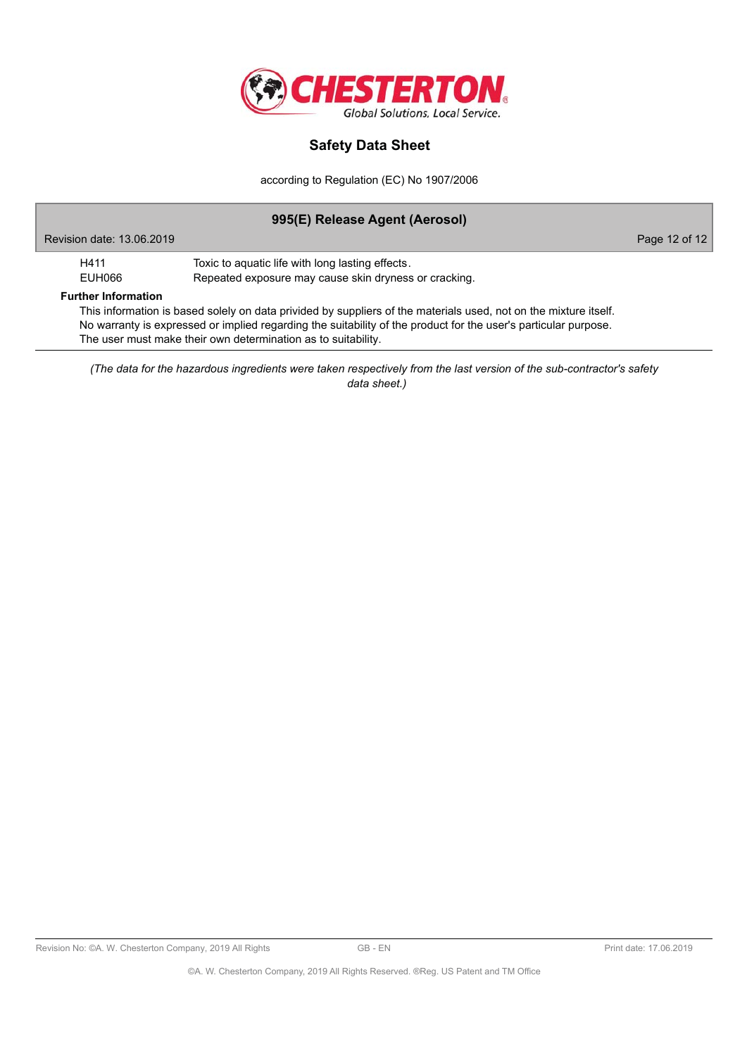| | |
|---|---|
| H411 | Toxic to aquatic life with long lasting effects. |
| EUH066 | Repeated exposure may cause skin dryness or cracking. |

**Further Information**

This information is based solely on data privided by suppliers of the materials used, not on the mixture itself.
No warranty is expressed or implied regarding the suitability of the product for the user's particular purpose.
The user must make their own determination as to suitability.

---

*(The data for the hazardous ingredients were taken respectively from the last version of the sub-contractor's safety data sheet.)*